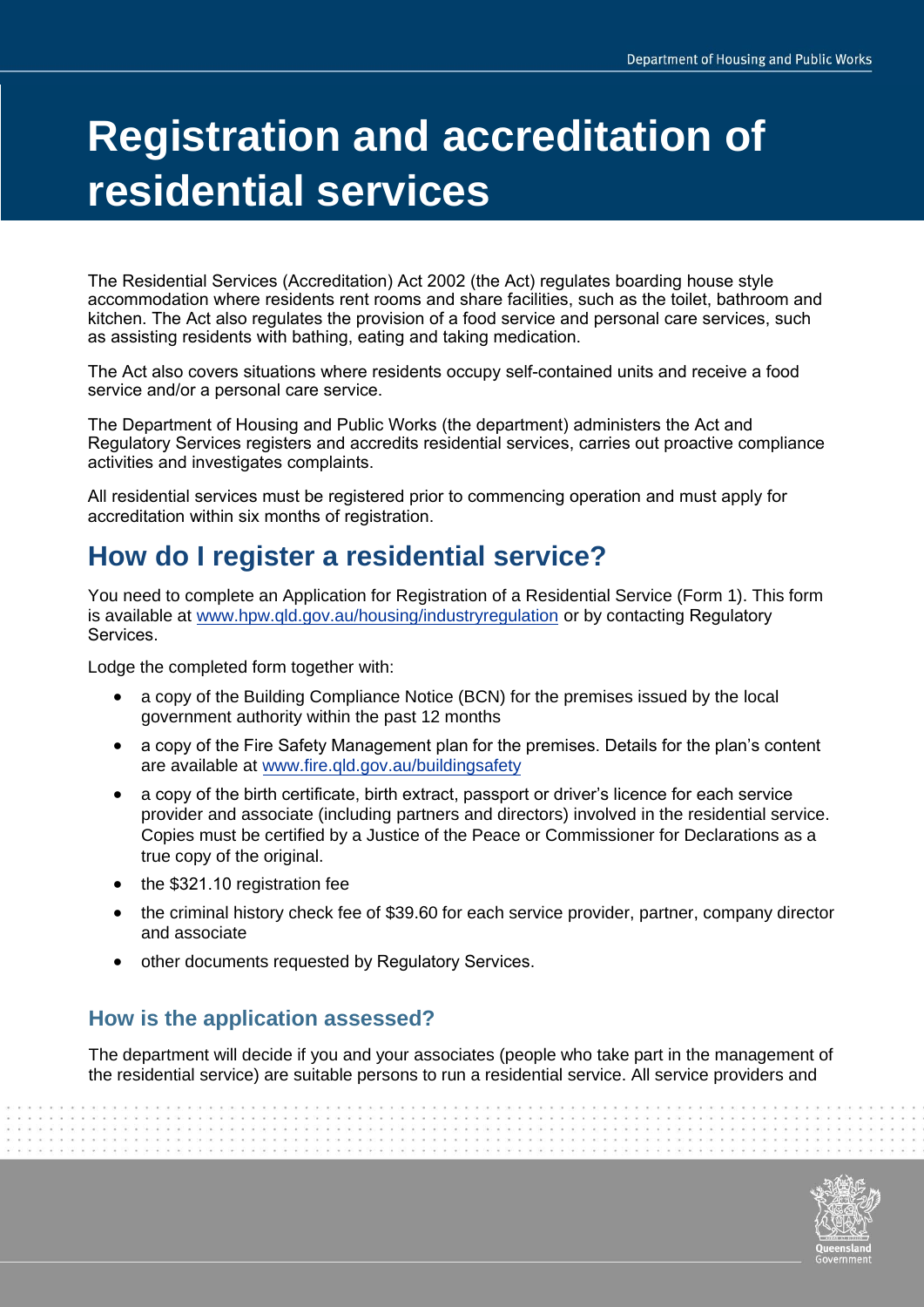# Registration and accreditation of residential services

The Residential Services (Accreditation) Act 2002 (the Act) regulates boarding house style accommodation where residents rent rooms and share facilities, such as the toilet, bathroom and kitchen. The Act also regulates the provision of a food service and personal care services, such as assisting residents with bathing, eating and taking medication.

The Act also covers situations where residents occupy self-contained units and receive a food service and/or a personal care service.

The Department of Housing and Public Works (the department) administers the Act and Regulatory Services registers and accredits residential services, carries out proactive compliance activities and investigates complaints.

All residential services must be registered prior to commencing operation and must apply for accreditation within six months of registration.

## How do I register a residential service?

You need to complete an Application for Registration of a Residential Service (Form 1). This form is available at [www.hpw.qld.gov.au/housing/industryregulation](www.hpw.qld.gov.au/housing/industryregulation) or by contacting Regulatory Services.

Lodge the completed form together with:

- a copy of the Building Compliance Notice (BCN) for the premises issued by the local government authority within the past 12 months
- a copy of the Fire Safety Management plan for the premises. Details for the plan's content are available at [www.fire.qld.gov.au/buildingsafety](www.fire.qld.gov.au/buildingsafety)
- a copy of the birth certificate, birth extract, passport or driver's licence for each service provider and associate (including partners and directors) involved in the residential service. Copies must be certified by a Justice of the Peace or Commissioner for Declarations as a true copy of the original.
- the $321.10 registration fee
- the criminal history check fee of $39.60 for each service provider, partner, company director and associate
- other documents requested by Regulatory Services.

### How is the application assessed?

The department will decide if you and your associates (people who take part in the management of the residential service) are suitable persons to run a residential service. All service providers and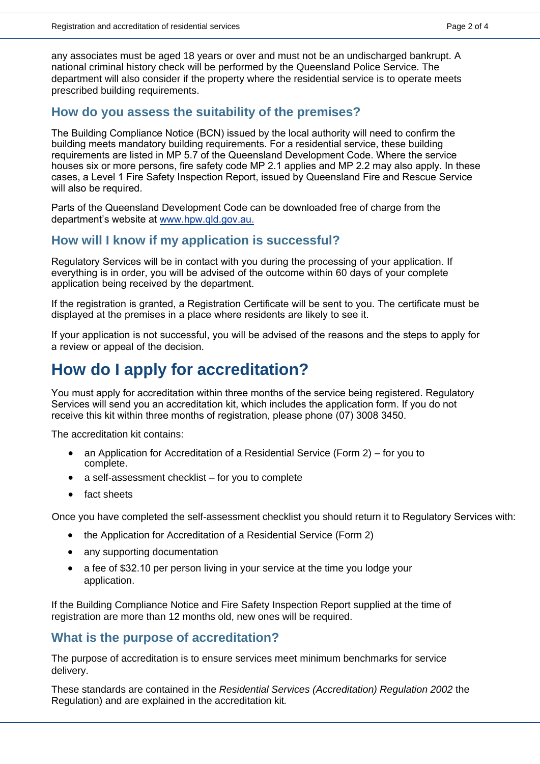any associates must be aged 18 years or over and must not be an undischarged bankrupt. A national criminal history check will be performed by the Queensland Police Service. The department will also consider if the property where the residential service is to operate meets prescribed building requirements.

### How do you assess the suitability of the premises?

The Building Compliance Notice (BCN) issued by the local authority will need to confirm the building meets mandatory building requirements. For a residential service, these building requirements are listed in MP 5.7 of the Queensland Development Code. Where the service houses six or more persons, fire safety code MP 2.1 applies and MP 2.2 may also apply. In these cases, a Level 1 Fire Safety Inspection Report, issued by Queensland Fire and Rescue Service will also be required.

Parts of the Queensland Development Code can be downloaded free of charge from the department's website at [www.hpw.qld.gov.au.](http://www.hpw.qld.gov.au)

### How will I know if my application is successful?

Regulatory Services will be in contact with you during the processing of your application. If everything is in order, you will be advised of the outcome within 60 days of your complete application being received by the department.

If the registration is granted, a Registration Certificate will be sent to you. The certificate must be displayed at the premises in a place where residents are likely to see it.

If your application is not successful, you will be advised of the reasons and the steps to apply for a review or appeal of the decision.

## How do I apply for accreditation?

You must apply for accreditation within three months of the service being registered. Regulatory Services will send you an accreditation kit, which includes the application form. If you do not receive this kit within three months of registration, please phone (07) 3008 3450.

The accreditation kit contains:

- an Application for Accreditation of a Residential Service (Form 2) – for you to complete.
- a self-assessment checklist – for you to complete
- fact sheets

Once you have completed the self-assessment checklist you should return it to Regulatory Services with:

- the Application for Accreditation of a Residential Service (Form 2)
- any supporting documentation
- a fee of $32.10 per person living in your service at the time you lodge your application.

If the Building Compliance Notice and Fire Safety Inspection Report supplied at the time of registration are more than 12 months old, new ones will be required.

### What is the purpose of accreditation?

The purpose of accreditation is to ensure services meet minimum benchmarks for service delivery.

These standards are contained in the *Residential Services (Accreditation) Regulation 2002* the Regulation) and are explained in the accreditation kit.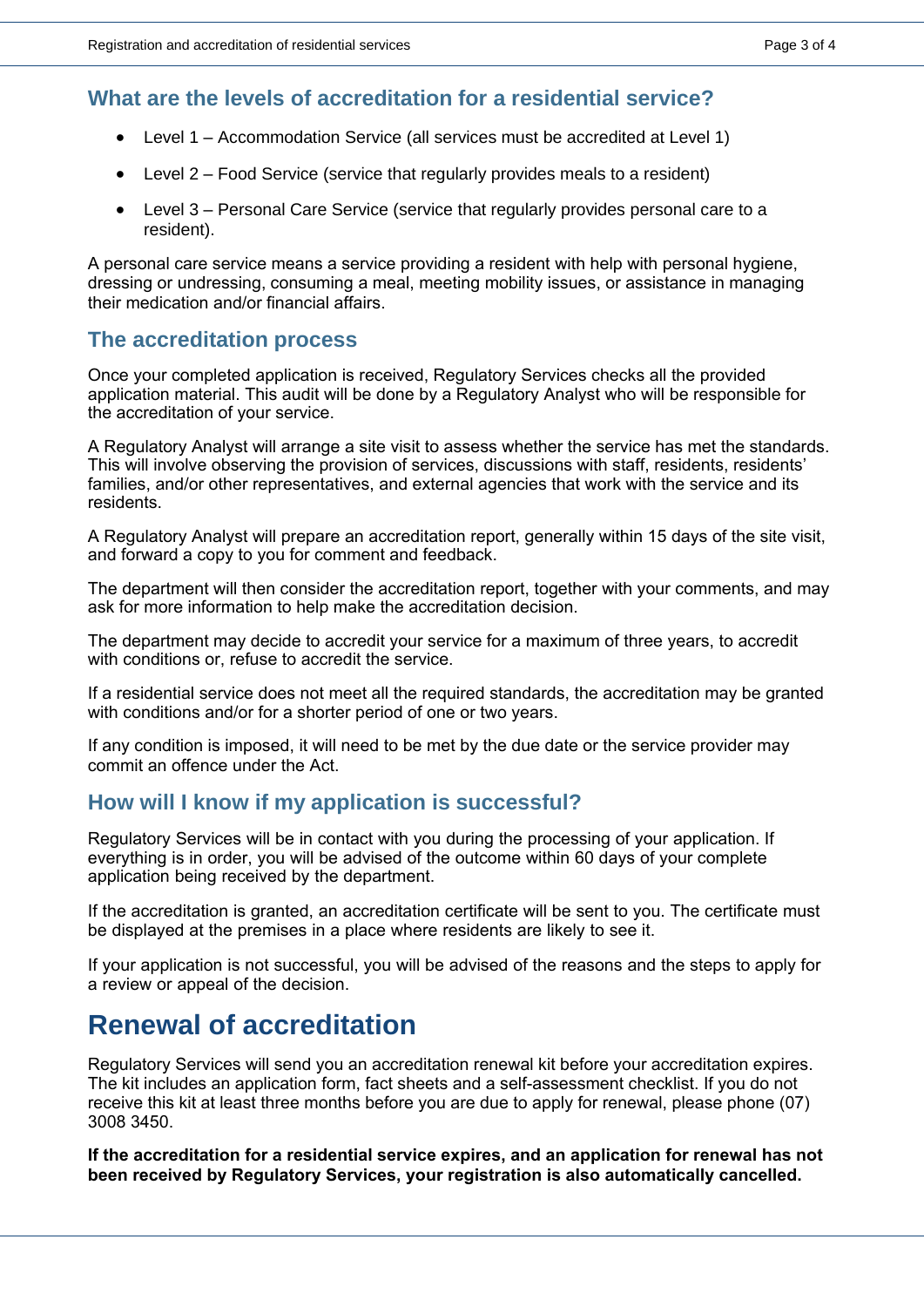## What are the levels of accreditation for a residential service?

- Level 1 – Accommodation Service (all services must be accredited at Level 1)
- Level 2 – Food Service (service that regularly provides meals to a resident)
- Level 3 – Personal Care Service (service that regularly provides personal care to a resident).

A personal care service means a service providing a resident with help with personal hygiene, dressing or undressing, consuming a meal, meeting mobility issues, or assistance in managing their medication and/or financial affairs.

## The accreditation process

Once your completed application is received, Regulatory Services checks all the provided application material. This audit will be done by a Regulatory Analyst who will be responsible for the accreditation of your service.

A Regulatory Analyst will arrange a site visit to assess whether the service has met the standards. This will involve observing the provision of services, discussions with staff, residents, residents' families, and/or other representatives, and external agencies that work with the service and its residents.

A Regulatory Analyst will prepare an accreditation report, generally within 15 days of the site visit, and forward a copy to you for comment and feedback.

The department will then consider the accreditation report, together with your comments, and may ask for more information to help make the accreditation decision.

The department may decide to accredit your service for a maximum of three years, to accredit with conditions or, refuse to accredit the service.

If a residential service does not meet all the required standards, the accreditation may be granted with conditions and/or for a shorter period of one or two years.

If any condition is imposed, it will need to be met by the due date or the service provider may commit an offence under the Act.

## How will I know if my application is successful?

Regulatory Services will be in contact with you during the processing of your application. If everything is in order, you will be advised of the outcome within 60 days of your complete application being received by the department.

If the accreditation is granted, an accreditation certificate will be sent to you. The certificate must be displayed at the premises in a place where residents are likely to see it.

If your application is not successful, you will be advised of the reasons and the steps to apply for a review or appeal of the decision.

# Renewal of accreditation

Regulatory Services will send you an accreditation renewal kit before your accreditation expires. The kit includes an application form, fact sheets and a self-assessment checklist. If you do not receive this kit at least three months before you are due to apply for renewal, please phone (07) 3008 3450.

**If the accreditation for a residential service expires, and an application for renewal has not been received by Regulatory Services, your registration is also automatically cancelled.**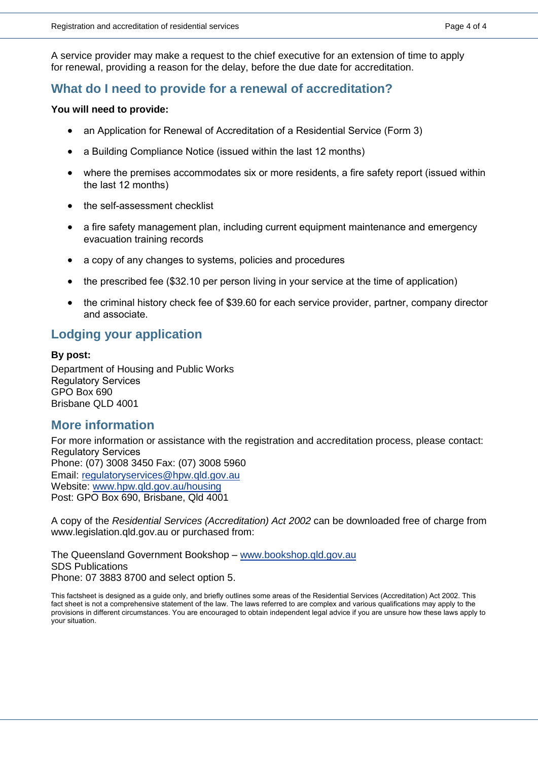A service provider may make a request to the chief executive for an extension of time to apply for renewal, providing a reason for the delay, before the due date for accreditation.

## What do I need to provide for a renewal of accreditation?

**You will need to provide:**

- an Application for Renewal of Accreditation of a Residential Service (Form 3)
- a Building Compliance Notice (issued within the last 12 months)
- where the premises accommodates six or more residents, a fire safety report (issued within the last 12 months)
- the self-assessment checklist
- a fire safety management plan, including current equipment maintenance and emergency evacuation training records
- a copy of any changes to systems, policies and procedures
- the prescribed fee ($32.10 per person living in your service at the time of application)
- the criminal history check fee of $39.60 for each service provider, partner, company director and associate.

## Lodging your application

**By post:**

Department of Housing and Public Works
Regulatory Services
GPO Box 690
Brisbane QLD 4001

## More information

For more information or assistance with the registration and accreditation process, please contact:
Regulatory Services
Phone: (07) 3008 3450 Fax: (07) 3008 5960
Email: regulatoryservices@hpw.qld.gov.au
Website: www.hpw.qld.gov.au/housing
Post: GPO Box 690, Brisbane, Qld 4001

A copy of the *Residential Services (Accreditation) Act 2002* can be downloaded free of charge from www.legislation.qld.gov.au or purchased from:

The Queensland Government Bookshop – www.bookshop.qld.gov.au
SDS Publications
Phone: 07 3883 8700 and select option 5.

This factsheet is designed as a guide only, and briefly outlines some areas of the Residential Services (Accreditation) Act 2002. This fact sheet is not a comprehensive statement of the law. The laws referred to are complex and various qualifications may apply to the provisions in different circumstances. You are encouraged to obtain independent legal advice if you are unsure how these laws apply to your situation.